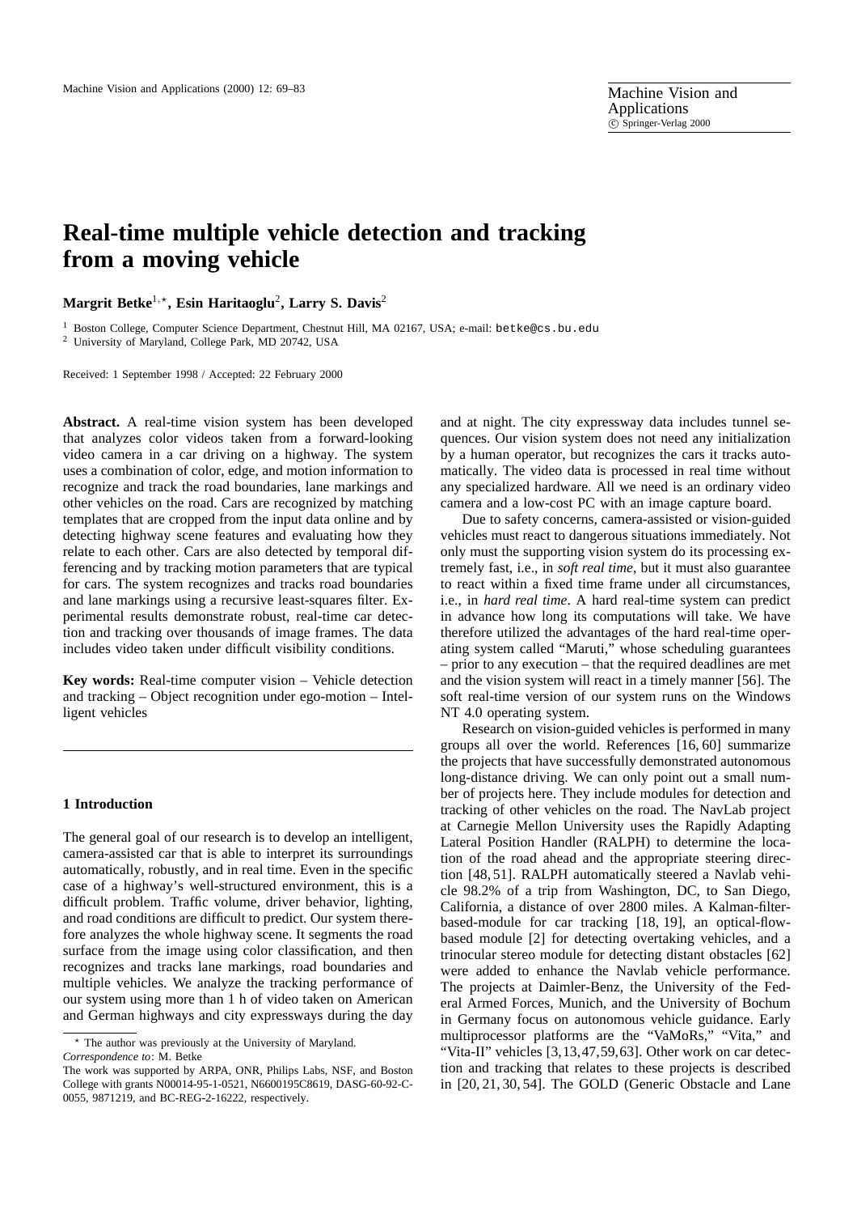# Real-time multiple vehicle detection and tracking from a moving vehicle

**Margrit Betke**[1,⋆], **Esin Haritaoglu**[2], **Larry S. Davis**[2]

[1] Boston College, Computer Science Department, Chestnut Hill, MA 02167, USA; e-mail: betke@cs.bu.edu
[2] University of Maryland, College Park, MD 20742, USA

Received: 1 September 1998 / Accepted: 22 February 2000

**Abstract.** A real-time vision system has been developed that analyzes color videos taken from a forward-looking video camera in a car driving on a highway. The system uses a combination of color, edge, and motion information to recognize and track the road boundaries, lane markings and other vehicles on the road. Cars are recognized by matching templates that are cropped from the input data online and by detecting highway scene features and evaluating how they relate to each other. Cars are also detected by temporal differencing and by tracking motion parameters that are typical for cars. The system recognizes and tracks road boundaries and lane markings using a recursive least-squares filter. Experimental results demonstrate robust, real-time car detection and tracking over thousands of image frames. The data includes video taken under difficult visibility conditions.

**Key words:** Real-time computer vision – Vehicle detection and tracking – Object recognition under ego-motion – Intelligent vehicles

## 1 Introduction

The general goal of our research is to develop an intelligent, camera-assisted car that is able to interpret its surroundings automatically, robustly, and in real time. Even in the specific case of a highway's well-structured environment, this is a difficult problem. Traffic volume, driver behavior, lighting, and road conditions are difficult to predict. Our system therefore analyzes the whole highway scene. It segments the road surface from the image using color classification, and then recognizes and tracks lane markings, road boundaries and multiple vehicles. We analyze the tracking performance of our system using more than 1 h of video taken on American and German highways and city expressways during the day and at night. The city expressway data includes tunnel sequences. Our vision system does not need any initialization by a human operator, but recognizes the cars it tracks automatically. The video data is processed in real time without any specialized hardware. All we need is an ordinary video camera and a low-cost PC with an image capture board.

Due to safety concerns, camera-assisted or vision-guided vehicles must react to dangerous situations immediately. Not only must the supporting vision system do its processing extremely fast, i.e., in *soft real time*, but it must also guarantee to react within a fixed time frame under all circumstances, i.e., in *hard real time*. A hard real-time system can predict in advance how long its computations will take. We have therefore utilized the advantages of the hard real-time operating system called "Maruti," whose scheduling guarantees – prior to any execution – that the required deadlines are met and the vision system will react in a timely manner [56]. The soft real-time version of our system runs on the Windows NT 4.0 operating system.

Research on vision-guided vehicles is performed in many groups all over the world. References [16, 60] summarize the projects that have successfully demonstrated autonomous long-distance driving. We can only point out a small number of projects here. They include modules for detection and tracking of other vehicles on the road. The NavLab project at Carnegie Mellon University uses the Rapidly Adapting Lateral Position Handler (RALPH) to determine the location of the road ahead and the appropriate steering direction [48, 51]. RALPH automatically steered a Navlab vehicle 98.2% of a trip from Washington, DC, to San Diego, California, a distance of over 2800 miles. A Kalman-filter-based-module for car tracking [18, 19], an optical-flow-based module [2] for detecting overtaking vehicles, and a trinocular stereo module for detecting distant obstacles [62] were added to enhance the Navlab vehicle performance. The projects at Daimler-Benz, the University of the Federal Armed Forces, Munich, and the University of Bochum in Germany focus on autonomous vehicle guidance. Early multiprocessor platforms are the "VaMoRs," "Vita," and "Vita-II" vehicles [3,13,47,59,63]. Other work on car detection and tracking that relates to these projects is described in [20, 21, 30, 54]. The GOLD (Generic Obstacle and Lane

⋆ The author was previously at the University of Maryland.
*Correspondence to*: M. Betke
The work was supported by ARPA, ONR, Philips Labs, NSF, and Boston College with grants N00014-95-1-0521, N6600195C8619, DASG-60-92-C-0055, 9871219, and BC-REG-2-16222, respectively.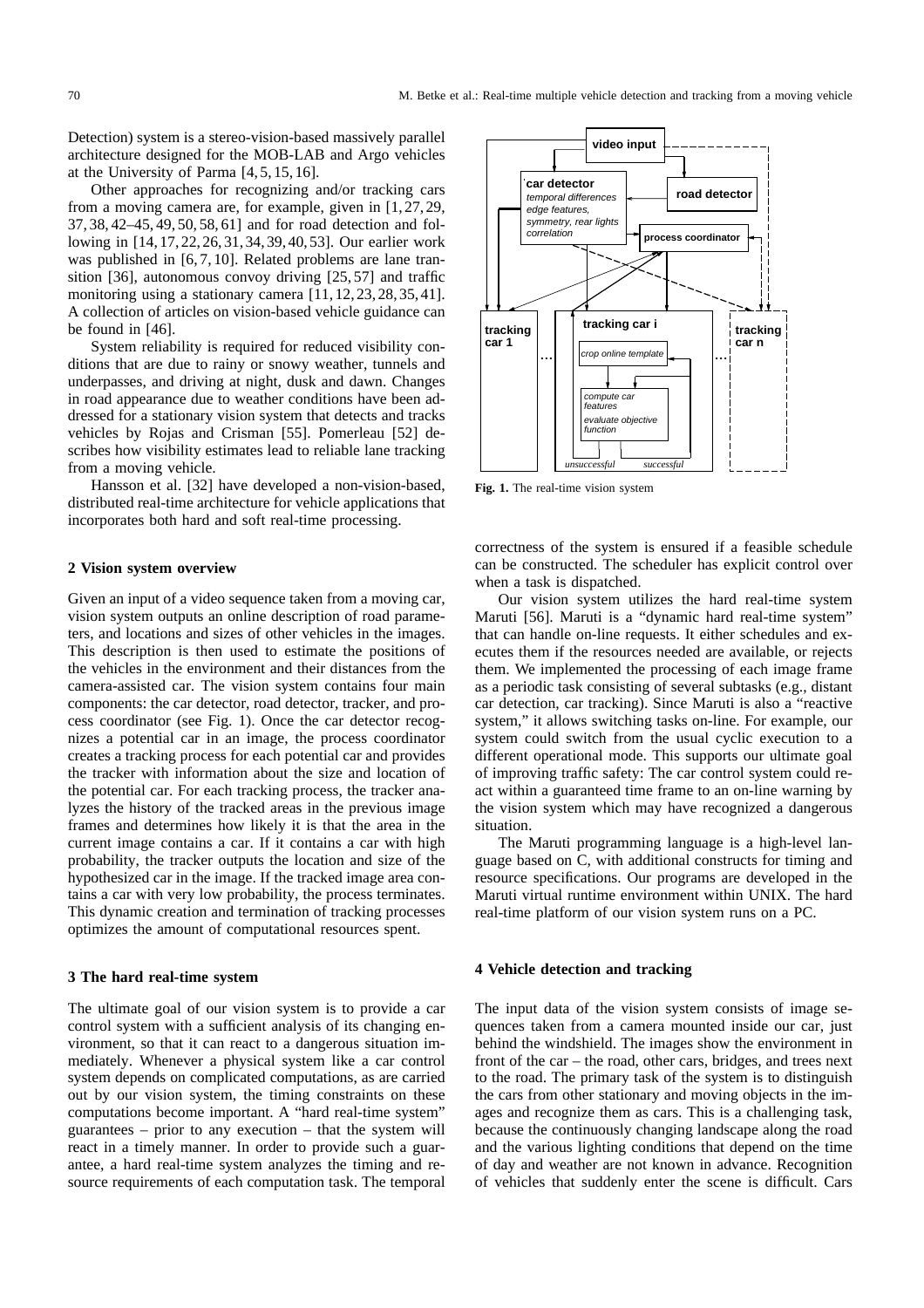Detection) system is a stereo-vision-based massively parallel architecture designed for the MOB-LAB and Argo vehicles at the University of Parma [4, 5, 15, 16].

Other approaches for recognizing and/or tracking cars from a moving camera are, for example, given in [1, 27, 29, 37, 38, 42–45, 49, 50, 58, 61] and for road detection and following in [14, 17, 22, 26, 31, 34, 39, 40, 53]. Our earlier work was published in [6, 7, 10]. Related problems are lane transition [36], autonomous convoy driving [25, 57] and traffic monitoring using a stationary camera [11, 12, 23, 28, 35, 41]. A collection of articles on vision-based vehicle guidance can be found in [46].

System reliability is required for reduced visibility conditions that are due to rainy or snowy weather, tunnels and underpasses, and driving at night, dusk and dawn. Changes in road appearance due to weather conditions have been addressed for a stationary vision system that detects and tracks vehicles by Rojas and Crisman [55]. Pomerleau [52] describes how visibility estimates lead to reliable lane tracking from a moving vehicle.

Hansson et al. [32] have developed a non-vision-based, distributed real-time architecture for vehicle applications that incorporates both hard and soft real-time processing.

## 2 Vision system overview

Given an input of a video sequence taken from a moving car, vision system outputs an online description of road parameters, and locations and sizes of other vehicles in the images. This description is then used to estimate the positions of the vehicles in the environment and their distances from the camera-assisted car. The vision system contains four main components: the car detector, road detector, tracker, and process coordinator (see Fig. 1). Once the car detector recognizes a potential car in an image, the process coordinator creates a tracking process for each potential car and provides the tracker with information about the size and location of the potential car. For each tracking process, the tracker analyzes the history of the tracked areas in the previous image frames and determines how likely it is that the area in the current image contains a car. If it contains a car with high probability, the tracker outputs the location and size of the hypothesized car in the image. If the tracked image area contains a car with very low probability, the process terminates. This dynamic creation and termination of tracking processes optimizes the amount of computational resources spent.

## 3 The hard real-time system

The ultimate goal of our vision system is to provide a car control system with a sufficient analysis of its changing environment, so that it can react to a dangerous situation immediately. Whenever a physical system like a car control system depends on complicated computations, as are carried out by our vision system, the timing constraints on these computations become important. A "hard real-time system" guarantees – prior to any execution – that the system will react in a timely manner. In order to provide such a guarantee, a hard real-time system analyzes the timing and resource requirements of each computation task. The temporal correctness of the system is ensured if a feasible schedule can be constructed. The scheduler has explicit control over when a task is dispatched.

**Fig. 1.** The real-time vision system

Our vision system utilizes the hard real-time system Maruti [56]. Maruti is a "dynamic hard real-time system" that can handle on-line requests. It either schedules and executes them if the resources needed are available, or rejects them. We implemented the processing of each image frame as a periodic task consisting of several subtasks (e.g., distant car detection, car tracking). Since Maruti is also a "reactive system," it allows switching tasks on-line. For example, our system could switch from the usual cyclic execution to a different operational mode. This supports our ultimate goal of improving traffic safety: The car control system could react within a guaranteed time frame to an on-line warning by the vision system which may have recognized a dangerous situation.

The Maruti programming language is a high-level language based on C, with additional constructs for timing and resource specifications. Our programs are developed in the Maruti virtual runtime environment within UNIX. The hard real-time platform of our vision system runs on a PC.

## 4 Vehicle detection and tracking

The input data of the vision system consists of image sequences taken from a camera mounted inside our car, just behind the windshield. The images show the environment in front of the car – the road, other cars, bridges, and trees next to the road. The primary task of the system is to distinguish the cars from other stationary and moving objects in the images and recognize them as cars. This is a challenging task, because the continuously changing landscape along the road and the various lighting conditions that depend on the time of day and weather are not known in advance. Recognition of vehicles that suddenly enter the scene is difficult. Cars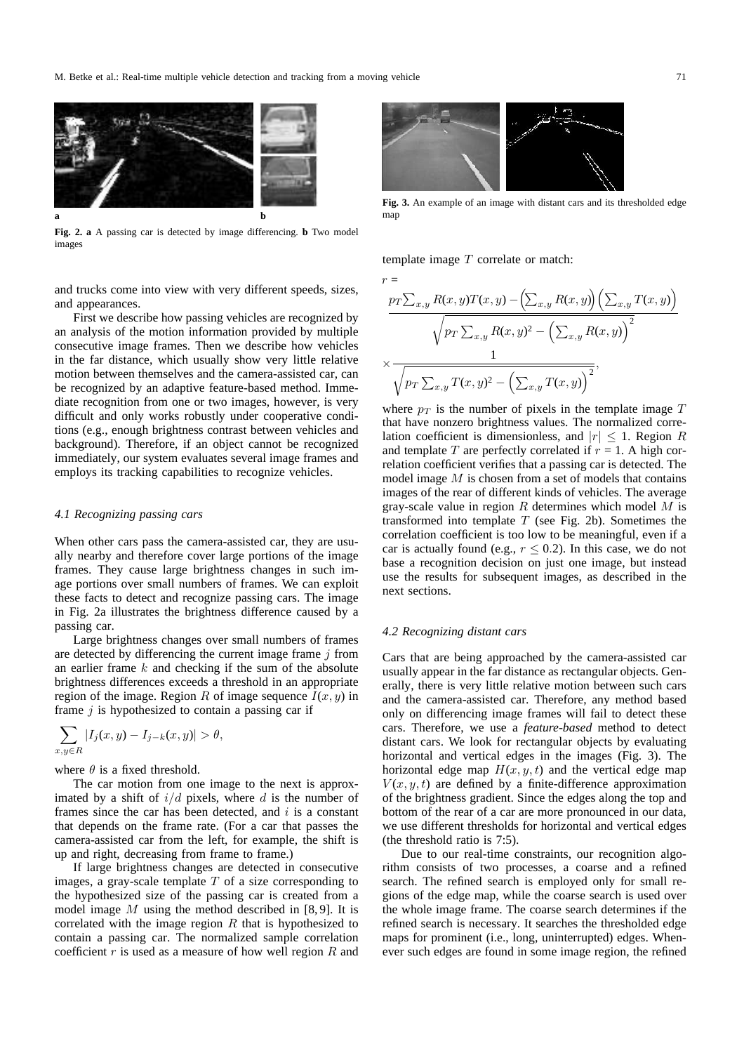Fig. 2. **a** A passing car is detected by image differencing. **b** Two model images

Fig. 3. An example of an image with distant cars and its thresholded edge map

and trucks come into view with very different speeds, sizes, and appearances.

First we describe how passing vehicles are recognized by an analysis of the motion information provided by multiple consecutive image frames. Then we describe how vehicles in the far distance, which usually show very little relative motion between themselves and the camera-assisted car, can be recognized by an adaptive feature-based method. Immediate recognition from one or two images, however, is very difficult and only works robustly under cooperative conditions (e.g., enough brightness contrast between vehicles and background). Therefore, if an object cannot be recognized immediately, our system evaluates several image frames and employs its tracking capabilities to recognize vehicles.

### *4.1 Recognizing passing cars*

When other cars pass the camera-assisted car, they are usually nearby and therefore cover large portions of the image frames. They cause large brightness changes in such image portions over small numbers of frames. We can exploit these facts to detect and recognize passing cars. The image in Fig. 2a illustrates the brightness difference caused by a passing car.

Large brightness changes over small numbers of frames are detected by differencing the current image frame $j$ from an earlier frame $k$ and checking if the sum of the absolute brightness differences exceeds a threshold in an appropriate region of the image. Region $R$ of image sequence $I(x, y)$ in frame $j$ is hypothesized to contain a passing car if

$$\sum_{x,y \in R} |I_j(x, y) - I_{j-k}(x, y)| > \theta,$$

where $\theta$ is a fixed threshold.

The car motion from one image to the next is approximated by a shift of $i/d$ pixels, where $d$ is the number of frames since the car has been detected, and $i$ is a constant that depends on the frame rate. (For a car that passes the camera-assisted car from the left, for example, the shift is up and right, decreasing from frame to frame.)

If large brightness changes are detected in consecutive images, a gray-scale template $T$ of a size corresponding to the hypothesized size of the passing car is created from a model image $M$ using the method described in [8, 9]. It is correlated with the image region $R$ that is hypothesized to contain a passing car. The normalized sample correlation coefficient $r$ is used as a measure of how well region $R$ and template image $T$ correlate or match:

$$r = \frac{p_T \sum_{x,y} R(x, y)T(x, y) - \left(\sum_{x,y} R(x, y)\right)\left(\sum_{x,y} T(x, y)\right)}{\sqrt{p_T \sum_{x,y} R(x, y)^2 - \left(\sum_{x,y} R(x, y)\right)^2}} \times \frac{1}{\sqrt{p_T \sum_{x,y} T(x, y)^2 - \left(\sum_{x,y} T(x, y)\right)^2}},$$

where $p_T$ is the number of pixels in the template image $T$ that have nonzero brightness values. The normalized correlation coefficient is dimensionless, and $|r| \leq 1$. Region $R$ and template $T$ are perfectly correlated if $r = 1$. A high correlation coefficient verifies that a passing car is detected. The model image $M$ is chosen from a set of models that contains images of the rear of different kinds of vehicles. The average gray-scale value in region $R$ determines which model $M$ is transformed into template $T$ (see Fig. 2b). Sometimes the correlation coefficient is too low to be meaningful, even if a car is actually found (e.g., $r \leq 0.2$). In this case, we do not base a recognition decision on just one image, but instead use the results for subsequent images, as described in the next sections.

### *4.2 Recognizing distant cars*

Cars that are being approached by the camera-assisted car usually appear in the far distance as rectangular objects. Generally, there is very little relative motion between such cars and the camera-assisted car. Therefore, any method based only on differencing image frames will fail to detect these cars. Therefore, we use a *feature-based* method to detect distant cars. We look for rectangular objects by evaluating horizontal and vertical edges in the images (Fig. 3). The horizontal edge map $H(x, y, t)$ and the vertical edge map $V(x, y, t)$ are defined by a finite-difference approximation of the brightness gradient. Since the edges along the top and bottom of the rear of a car are more pronounced in our data, we use different thresholds for horizontal and vertical edges (the threshold ratio is 7:5).

Due to our real-time constraints, our recognition algorithm consists of two processes, a coarse and a refined search. The refined search is employed only for small regions of the edge map, while the coarse search is used over the whole image frame. The coarse search determines if the refined search is necessary. It searches the thresholded edge maps for prominent (i.e., long, uninterrupted) edges. Whenever such edges are found in some image region, the refined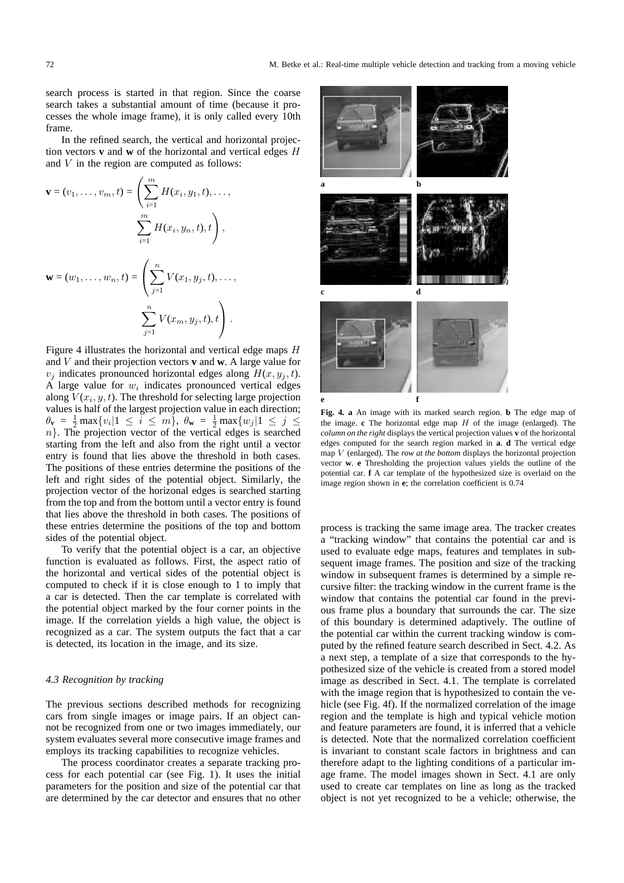search process is started in that region. Since the coarse search takes a substantial amount of time (because it processes the whole image frame), it is only called every 10th frame.

In the refined search, the vertical and horizontal projection vectors **v** and **w** of the horizontal and vertical edges $H$ and $V$ in the region are computed as follows:

$$\mathbf{v} = (v_1, \ldots, v_m, t) = \left( \sum_{i=1}^{m} H(x_i, y_1, t), \ldots, \sum_{i=1}^{m} H(x_i, y_n, t), t \right),$$

$$\mathbf{w} = (w_1, \ldots, w_n, t) = \left( \sum_{j=1}^{n} V(x_1, y_j, t), \ldots, \sum_{j=1}^{n} V(x_m, y_j, t), t \right).$$

Figure 4 illustrates the horizontal and vertical edge maps $H$ and $V$ and their projection vectors **v** and **w**. A large value for $v_j$ indicates pronounced horizontal edges along $H(x, y_j, t)$. A large value for $w_i$ indicates pronounced vertical edges along $V(x_i, y, t)$. The threshold for selecting large projection values is half of the largest projection value in each direction; $\theta_{\mathbf{v}} = \frac{1}{2}\max\{v_i | 1 \leq i \leq m\}$, $\theta_{\mathbf{w}} = \frac{1}{2}\max\{w_j | 1 \leq j \leq n\}$. The projection vector of the vertical edges is searched starting from the left and also from the right until a vector entry is found that lies above the threshold in both cases. The positions of these entries determine the positions of the left and right sides of the potential object. Similarly, the projection vector of the horizonal edges is searched starting from the top and from the bottom until a vector entry is found that lies above the threshold in both cases. The positions of these entries determine the positions of the top and bottom sides of the potential object.

To verify that the potential object is a car, an objective function is evaluated as follows. First, the aspect ratio of the horizontal and vertical sides of the potential object is computed to check if it is close enough to 1 to imply that a car is detected. Then the car template is correlated with the potential object marked by the four corner points in the image. If the correlation yields a high value, the object is recognized as a car. The system outputs the fact that a car is detected, its location in the image, and its size.

**Fig. 4. a** An image with its marked search region. **b** The edge map of the image. **c** The horizontal edge map $H$ of the image (enlarged). The *column on the right* displays the vertical projection values **v** of the horizontal edges computed for the search region marked in **a**. **d** The vertical edge map $V$ (enlarged). The *row at the bottom* displays the horizontal projection vector **w**. **e** Thresholding the projection values yields the outline of the potential car. **f** A car template of the hypothesized size is overlaid on the image region shown in **e**; the correlation coefficient is 0.74

### *4.3 Recognition by tracking*

The previous sections described methods for recognizing cars from single images or image pairs. If an object cannot be recognized from one or two images immediately, our system evaluates several more consecutive image frames and employs its tracking capabilities to recognize vehicles.

The process coordinator creates a separate tracking process for each potential car (see Fig. 1). It uses the initial parameters for the position and size of the potential car that are determined by the car detector and ensures that no other process is tracking the same image area. The tracker creates a "tracking window" that contains the potential car and is used to evaluate edge maps, features and templates in subsequent image frames. The position and size of the tracking window in subsequent frames is determined by a simple recursive filter: the tracking window in the current frame is the window that contains the potential car found in the previous frame plus a boundary that surrounds the car. The size of this boundary is determined adaptively. The outline of the potential car within the current tracking window is computed by the refined feature search described in Sect. 4.2. As a next step, a template of a size that corresponds to the hypothesized size of the vehicle is created from a stored model image as described in Sect. 4.1. The template is correlated with the image region that is hypothesized to contain the vehicle (see Fig. 4f). If the normalized correlation of the image region and the template is high and typical vehicle motion and feature parameters are found, it is inferred that a vehicle is detected. Note that the normalized correlation coefficient is invariant to constant scale factors in brightness and can therefore adapt to the lighting conditions of a particular image frame. The model images shown in Sect. 4.1 are only used to create car templates on line as long as the tracked object is not yet recognized to be a vehicle; otherwise, the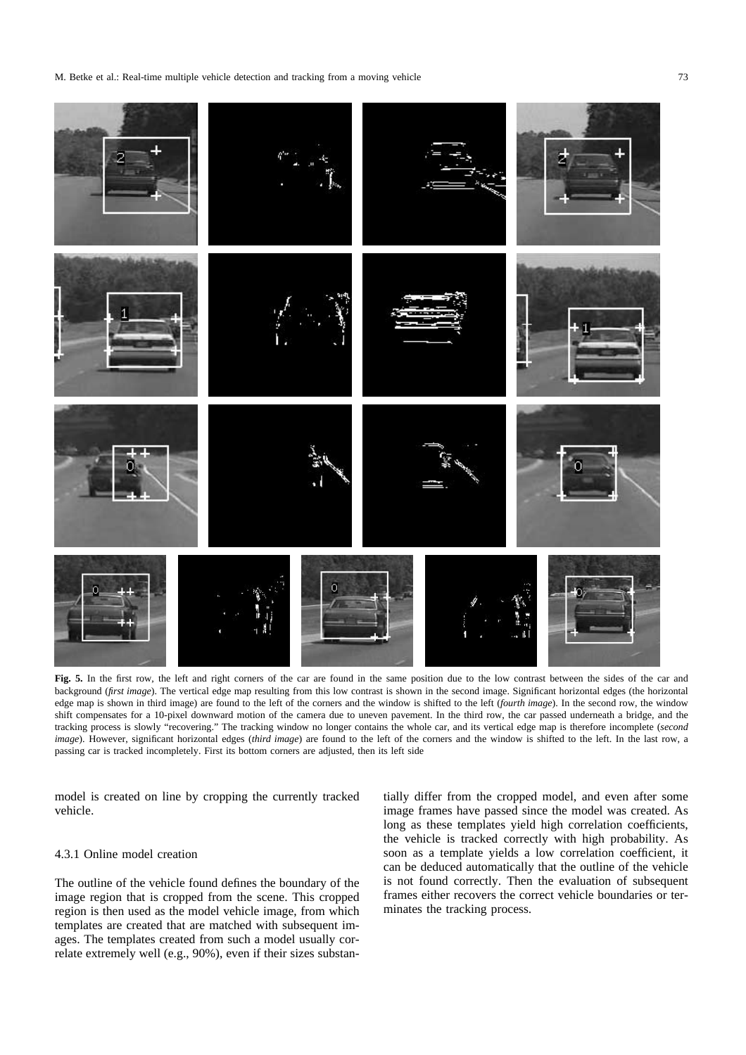**Fig. 5.** In the first row, the left and right corners of the car are found in the same position due to the low contrast between the sides of the car and background (*first image*). The vertical edge map resulting from this low contrast is shown in the second image. Significant horizontal edges (the horizontal edge map is shown in third image) are found to the left of the corners and the window is shifted to the left (*fourth image*). In the second row, the window shift compensates for a 10-pixel downward motion of the camera due to uneven pavement. In the third row, the car passed underneath a bridge, and the tracking process is slowly "recovering." The tracking window no longer contains the whole car, and its vertical edge map is therefore incomplete (*second image*). However, significant horizontal edges (*third image*) are found to the left of the corners and the window is shifted to the left. In the last row, a passing car is tracked incompletely. First its bottom corners are adjusted, then its left side

model is created on line by cropping the currently tracked vehicle.

### 4.3.1 Online model creation

The outline of the vehicle found defines the boundary of the image region that is cropped from the scene. This cropped region is then used as the model vehicle image, from which templates are created that are matched with subsequent images. The templates created from such a model usually correlate extremely well (e.g., 90%), even if their sizes substantially differ from the cropped model, and even after some image frames have passed since the model was created. As long as these templates yield high correlation coefficients, the vehicle is tracked correctly with high probability. As soon as a template yields a low correlation coefficient, it can be deduced automatically that the outline of the vehicle is not found correctly. Then the evaluation of subsequent frames either recovers the correct vehicle boundaries or terminates the tracking process.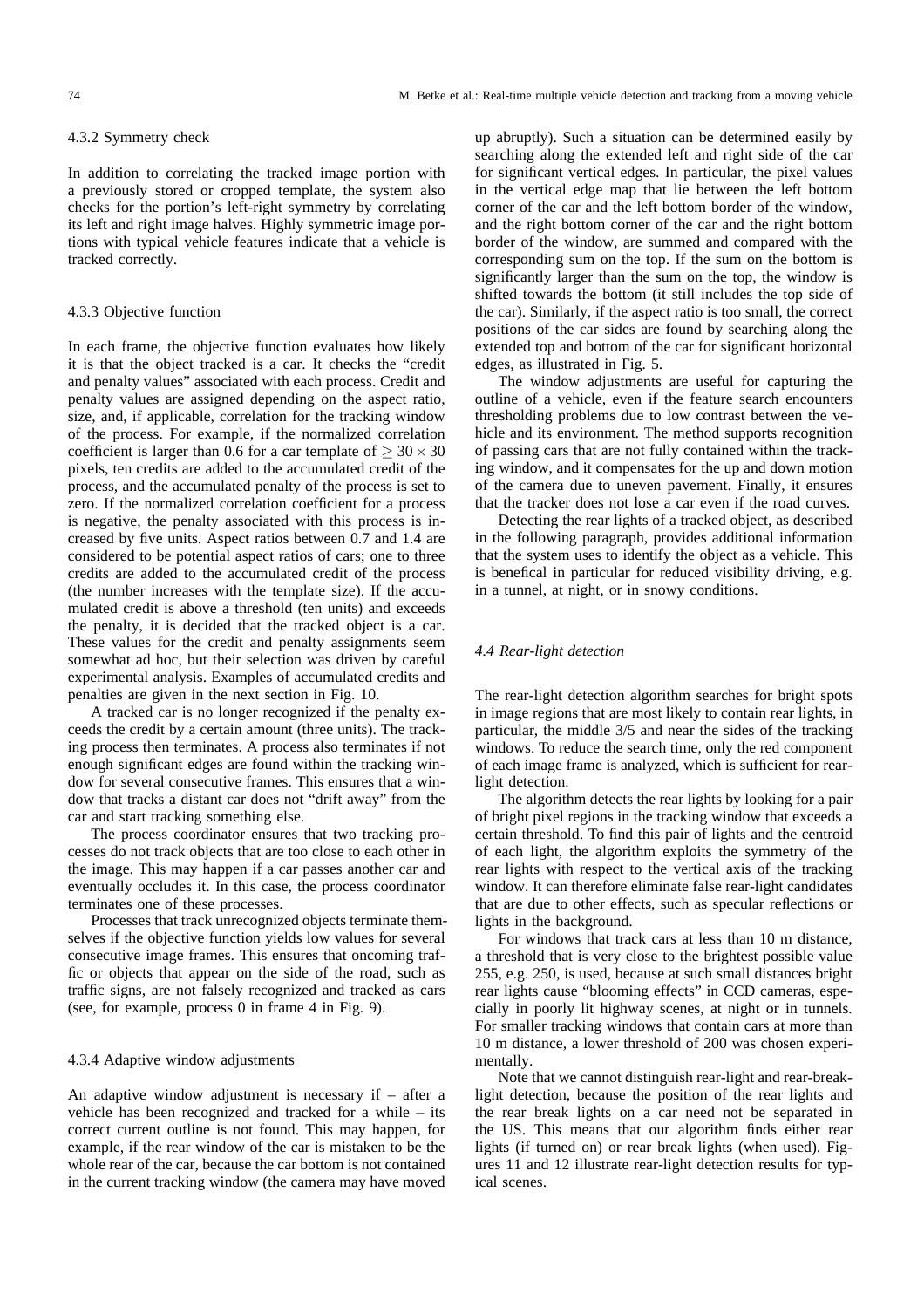#### 4.3.2 Symmetry check

In addition to correlating the tracked image portion with a previously stored or cropped template, the system also checks for the portion's left-right symmetry by correlating its left and right image halves. Highly symmetric image portions with typical vehicle features indicate that a vehicle is tracked correctly.

#### 4.3.3 Objective function

In each frame, the objective function evaluates how likely it is that the object tracked is a car. It checks the "credit and penalty values" associated with each process. Credit and penalty values are assigned depending on the aspect ratio, size, and, if applicable, correlation for the tracking window of the process. For example, if the normalized correlation coefficient is larger than 0.6 for a car template of $\geq 30 \times 30$ pixels, ten credits are added to the accumulated credit of the process, and the accumulated penalty of the process is set to zero. If the normalized correlation coefficient for a process is negative, the penalty associated with this process is increased by five units. Aspect ratios between 0.7 and 1.4 are considered to be potential aspect ratios of cars; one to three credits are added to the accumulated credit of the process (the number increases with the template size). If the accumulated credit is above a threshold (ten units) and exceeds the penalty, it is decided that the tracked object is a car. These values for the credit and penalty assignments seem somewhat ad hoc, but their selection was driven by careful experimental analysis. Examples of accumulated credits and penalties are given in the next section in Fig. 10.

A tracked car is no longer recognized if the penalty exceeds the credit by a certain amount (three units). The tracking process then terminates. A process also terminates if not enough significant edges are found within the tracking window for several consecutive frames. This ensures that a window that tracks a distant car does not "drift away" from the car and start tracking something else.

The process coordinator ensures that two tracking processes do not track objects that are too close to each other in the image. This may happen if a car passes another car and eventually occludes it. In this case, the process coordinator terminates one of these processes.

Processes that track unrecognized objects terminate themselves if the objective function yields low values for several consecutive image frames. This ensures that oncoming traffic or objects that appear on the side of the road, such as traffic signs, are not falsely recognized and tracked as cars (see, for example, process 0 in frame 4 in Fig. 9).

#### 4.3.4 Adaptive window adjustments

An adaptive window adjustment is necessary if – after a vehicle has been recognized and tracked for a while – its correct current outline is not found. This may happen, for example, if the rear window of the car is mistaken to be the whole rear of the car, because the car bottom is not contained in the current tracking window (the camera may have moved up abruptly). Such a situation can be determined easily by searching along the extended left and right side of the car for significant vertical edges. In particular, the pixel values in the vertical edge map that lie between the left bottom corner of the car and the left bottom border of the window, and the right bottom corner of the car and the right bottom border of the window, are summed and compared with the corresponding sum on the top. If the sum on the bottom is significantly larger than the sum on the top, the window is shifted towards the bottom (it still includes the top side of the car). Similarly, if the aspect ratio is too small, the correct positions of the car sides are found by searching along the extended top and bottom of the car for significant horizontal edges, as illustrated in Fig. 5.

The window adjustments are useful for capturing the outline of a vehicle, even if the feature search encounters thresholding problems due to low contrast between the vehicle and its environment. The method supports recognition of passing cars that are not fully contained within the tracking window, and it compensates for the up and down motion of the camera due to uneven pavement. Finally, it ensures that the tracker does not lose a car even if the road curves.

Detecting the rear lights of a tracked object, as described in the following paragraph, provides additional information that the system uses to identify the object as a vehicle. This is benefical in particular for reduced visibility driving, e.g. in a tunnel, at night, or in snowy conditions.

### *4.4 Rear-light detection*

The rear-light detection algorithm searches for bright spots in image regions that are most likely to contain rear lights, in particular, the middle 3/5 and near the sides of the tracking windows. To reduce the search time, only the red component of each image frame is analyzed, which is sufficient for rear-light detection.

The algorithm detects the rear lights by looking for a pair of bright pixel regions in the tracking window that exceeds a certain threshold. To find this pair of lights and the centroid of each light, the algorithm exploits the symmetry of the rear lights with respect to the vertical axis of the tracking window. It can therefore eliminate false rear-light candidates that are due to other effects, such as specular reflections or lights in the background.

For windows that track cars at less than 10 m distance, a threshold that is very close to the brightest possible value 255, e.g. 250, is used, because at such small distances bright rear lights cause "blooming effects" in CCD cameras, especially in poorly lit highway scenes, at night or in tunnels. For smaller tracking windows that contain cars at more than 10 m distance, a lower threshold of 200 was chosen experimentally.

Note that we cannot distinguish rear-light and rear-break-light detection, because the position of the rear lights and the rear break lights on a car need not be separated in the US. This means that our algorithm finds either rear lights (if turned on) or rear break lights (when used). Figures 11 and 12 illustrate rear-light detection results for typical scenes.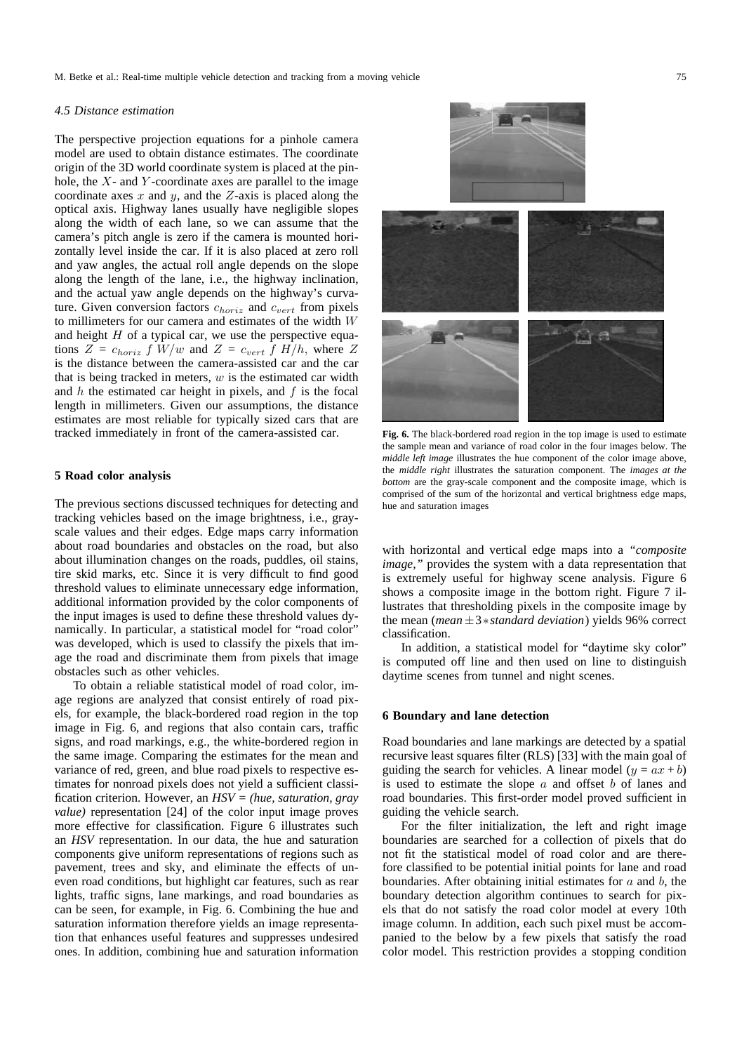### 4.5 Distance estimation

The perspective projection equations for a pinhole camera model are used to obtain distance estimates. The coordinate origin of the 3D world coordinate system is placed at the pinhole, the $X$- and $Y$-coordinate axes are parallel to the image coordinate axes $x$ and $y$, and the $Z$-axis is placed along the optical axis. Highway lanes usually have negligible slopes along the width of each lane, so we can assume that the camera's pitch angle is zero if the camera is mounted horizontally level inside the car. If it is also placed at zero roll and yaw angles, the actual roll angle depends on the slope along the length of the lane, i.e., the highway inclination, and the actual yaw angle depends on the highway's curvature. Given conversion factors $c_{horiz}$ and $c_{vert}$ from pixels to millimeters for our camera and estimates of the width $W$ and height $H$ of a typical car, we use the perspective equations $Z = c_{horiz}\ f\ W/w$ and $Z = c_{vert}\ f\ H/h$, where $Z$ is the distance between the camera-assisted car and the car that is being tracked in meters, $w$ is the estimated car width and $h$ the estimated car height in pixels, and $f$ is the focal length in millimeters. Given our assumptions, the distance estimates are most reliable for typically sized cars that are tracked immediately in front of the camera-assisted car.

## 5 Road color analysis

The previous sections discussed techniques for detecting and tracking vehicles based on the image brightness, i.e., gray-scale values and their edges. Edge maps carry information about road boundaries and obstacles on the road, but also about illumination changes on the roads, puddles, oil stains, tire skid marks, etc. Since it is very difficult to find good threshold values to eliminate unnecessary edge information, additional information provided by the color components of the input images is used to define these threshold values dynamically. In particular, a statistical model for "road color" was developed, which is used to classify the pixels that image the road and discriminate them from pixels that image obstacles such as other vehicles.

To obtain a reliable statistical model of road color, image regions are analyzed that consist entirely of road pixels, for example, the black-bordered road region in the top image in Fig. 6, and regions that also contain cars, traffic signs, and road markings, e.g., the white-bordered region in the same image. Comparing the estimates for the mean and variance of red, green, and blue road pixels to respective estimates for nonroad pixels does not yield a sufficient classification criterion. However, an *HSV = (hue, saturation, gray value)* representation [24] of the color input images proves more effective for classification. Figure 6 illustrates such an *HSV* representation. In our data, the hue and saturation components give uniform representations of regions such as pavement, trees and sky, and eliminate the effects of uneven road conditions, but highlight car features, such as rear lights, traffic signs, lane markings, and road boundaries as can be seen, for example, in Fig. 6. Combining the hue and saturation information therefore yields an image representation that enhances useful features and suppresses undesired ones. In addition, combining hue and saturation information with horizontal and vertical edge maps into a *"composite image,"* provides the system with a data representation that is extremely useful for highway scene analysis. Figure 6 shows a composite image in the bottom right. Figure 7 illustrates that thresholding pixels in the composite image by the mean (*mean* $\pm\, 3 *$ *standard deviation*) yields 96% correct classification.

**Fig. 6.** The black-bordered road region in the top image is used to estimate the sample mean and variance of road color in the four images below. The *middle left image* illustrates the hue component of the color image above, the *middle right* illustrates the saturation component. The *images at the bottom* are the gray-scale component and the composite image, which is comprised of the sum of the horizontal and vertical brightness edge maps, hue and saturation images

In addition, a statistical model for "daytime sky color" is computed off line and then used on line to distinguish daytime scenes from tunnel and night scenes.

## 6 Boundary and lane detection

Road boundaries and lane markings are detected by a spatial recursive least squares filter (RLS) [33] with the main goal of guiding the search for vehicles. A linear model ($y = ax + b$) is used to estimate the slope $a$ and offset $b$ of lanes and road boundaries. This first-order model proved sufficient in guiding the vehicle search.

For the filter initialization, the left and right image boundaries are searched for a collection of pixels that do not fit the statistical model of road color and are therefore classified to be potential initial points for lane and road boundaries. After obtaining initial estimates for $a$ and $b$, the boundary detection algorithm continues to search for pixels that do not satisfy the road color model at every 10th image column. In addition, each such pixel must be accompanied to the below by a few pixels that satisfy the road color model. This restriction provides a stopping condition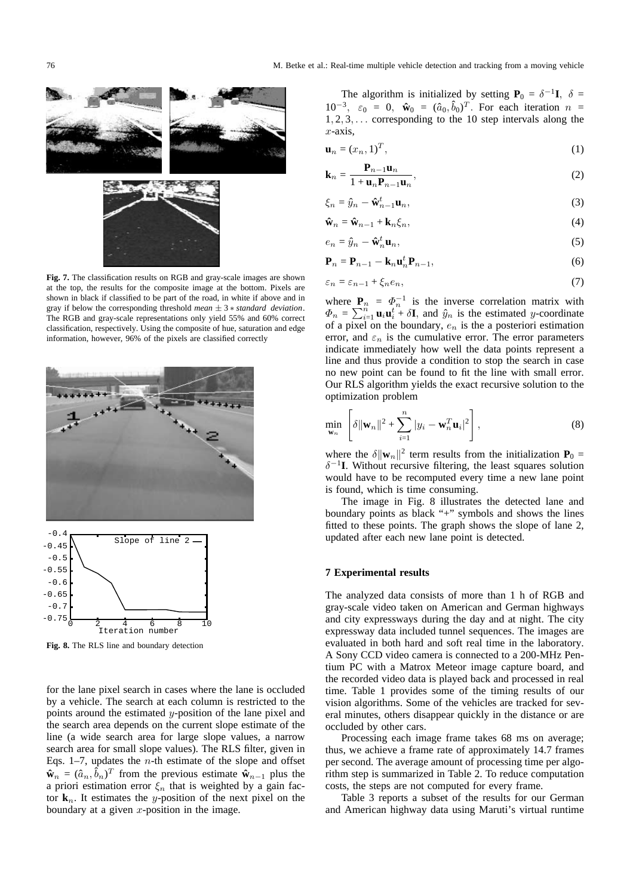**Fig. 7.** The classification results on RGB and gray-scale images are shown at the top, the results for the composite image at the bottom. Pixels are shown in black if classified to be part of the road, in white if above and in gray if below the corresponding threshold *mean* $\pm$ 3 $*$ *standard deviation*. The RGB and gray-scale representations only yield 55% and 60% correct classification, respectively. Using the composite of hue, saturation and edge information, however, 96% of the pixels are classified correctly

**Fig. 8.** The RLS line and boundary detection

for the lane pixel search in cases where the lane is occluded by a vehicle. The search at each column is restricted to the points around the estimated $y$-position of the lane pixel and the search area depends on the current slope estimate of the line (a wide search area for large slope values, a narrow search area for small slope values). The RLS filter, given in Eqs. 1–7, updates the $n$-th estimate of the slope and offset $\hat{\mathbf{w}}_n = (\hat{a}_n, \hat{b}_n)^T$ from the previous estimate $\hat{\mathbf{w}}_{n-1}$ plus the a priori estimation error $\xi_n$ that is weighted by a gain factor $\mathbf{k}_n$. It estimates the $y$-position of the next pixel on the boundary at a given $x$-position in the image.

The algorithm is initialized by setting $\mathbf{P}_0 = \delta^{-1}\mathbf{I}$, $\delta = 10^{-3}$, $\varepsilon_0 = 0$, $\hat{\mathbf{w}}_0 = (\hat{a}_0, \hat{b}_0)^T$. For each iteration $n = 1, 2, 3, \ldots$ corresponding to the 10 step intervals along the $x$-axis,

$$\mathbf{u}_n = (x_n, 1)^T, \tag{1}$$

$$\mathbf{k}_n = \frac{\mathbf{P}_{n-1}\mathbf{u}_n}{1 + \mathbf{u}_n \mathbf{P}_{n-1}\mathbf{u}_n}, \tag{2}$$

$$\xi_n = \hat{y}_n - \hat{\mathbf{w}}_{n-1}^t \mathbf{u}_n, \tag{3}$$

$$\hat{\mathbf{w}}_n = \hat{\mathbf{w}}_{n-1} + \mathbf{k}_n \xi_n, \tag{4}$$

$$e_n = \hat{y}_n - \hat{\mathbf{w}}_n^t \mathbf{u}_n, \tag{5}$$

$$\mathbf{P}_n = \mathbf{P}_{n-1} - \mathbf{k}_n \mathbf{u}_n^t \mathbf{P}_{n-1}, \tag{6}$$

$$\varepsilon_n = \varepsilon_{n-1} + \xi_n e_n, \tag{7}$$

where $\mathbf{P}_n = \Phi_n^{-1}$ is the inverse correlation matrix with $\Phi_n = \sum_{i=1}^{n} \mathbf{u}_i \mathbf{u}_i^t + \delta \mathbf{I}$, and $\hat{y}_n$ is the estimated $y$-coordinate of a pixel on the boundary, $e_n$ is the a posteriori estimation error, and $\varepsilon_n$ is the cumulative error. The error parameters indicate immediately how well the data points represent a line and thus provide a condition to stop the search in case no new point can be found to fit the line with small error. Our RLS algorithm yields the exact recursive solution to the optimization problem

$$\min_{\mathbf{w}_n} \left[ \delta \|\mathbf{w}_n\|^2 + \sum_{i=1}^{n} |y_i - \mathbf{w}_n^T \mathbf{u}_i|^2 \right], \tag{8}$$

where the $\delta \|\mathbf{w}_n\|^2$ term results from the initialization $\mathbf{P}_0 = \delta^{-1}\mathbf{I}$. Without recursive filtering, the least squares solution would have to be recomputed every time a new lane point is found, which is time consuming.

The image in Fig. 8 illustrates the detected lane and boundary points as black "+" symbols and shows the lines fitted to these points. The graph shows the slope of lane 2, updated after each new lane point is detected.

## 7 Experimental results

The analyzed data consists of more than 1 h of RGB and gray-scale video taken on American and German highways and city expressways during the day and at night. The city expressway data included tunnel sequences. The images are evaluated in both hard and soft real time in the laboratory. A Sony CCD video camera is connected to a 200-MHz Pentium PC with a Matrox Meteor image capture board, and the recorded video data is played back and processed in real time. Table 1 provides some of the timing results of our vision algorithms. Some of the vehicles are tracked for several minutes, others disappear quickly in the distance or are occluded by other cars.

Processing each image frame takes 68 ms on average; thus, we achieve a frame rate of approximately 14.7 frames per second. The average amount of processing time per algorithm step is summarized in Table 2. To reduce computation costs, the steps are not computed for every frame.

Table 3 reports a subset of the results for our German and American highway data using Maruti's virtual runtime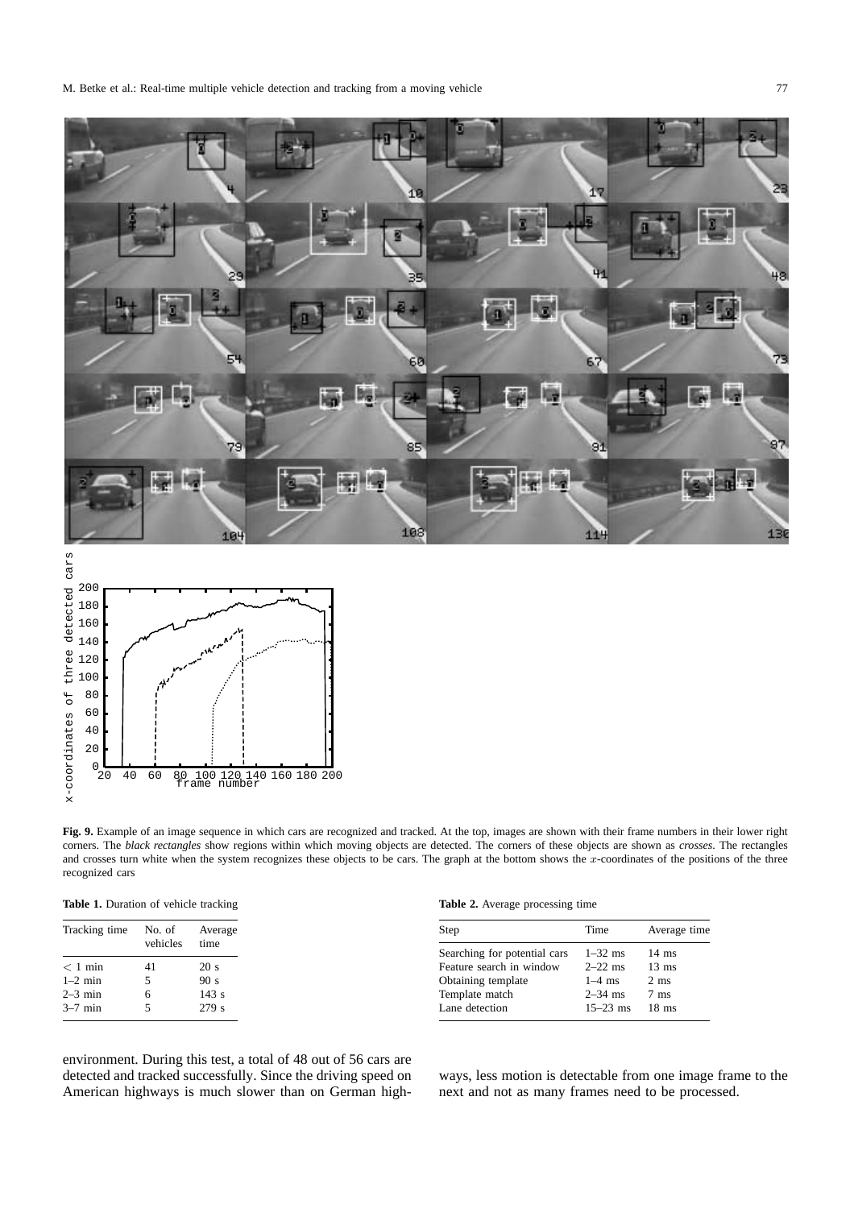**Fig. 9.** Example of an image sequence in which cars are recognized and tracked. At the top, images are shown with their frame numbers in their lower right corners. The *black rectangles* show regions within which moving objects are detected. The corners of these objects are shown as *crosses*. The rectangles and crosses turn white when the system recognizes these objects to be cars. The graph at the bottom shows the $x$-coordinates of the positions of the three recognized cars

**Table 1.** Duration of vehicle tracking

| Tracking time | No. of vehicles | Average time |
|---|---|---|
| $< 1$ min | 41 | 20 s |
| 1–2 min | 5 | 90 s |
| 2–3 min | 6 | 143 s |
| 3–7 min | 5 | 279 s |

**Table 2.** Average processing time

| Step | Time | Average time |
|---|---|---|
| Searching for potential cars | 1–32 ms | 14 ms |
| Feature search in window | 2–22 ms | 13 ms |
| Obtaining template | 1–4 ms | 2 ms |
| Template match | 2–34 ms | 7 ms |
| Lane detection | 15–23 ms | 18 ms |

environment. During this test, a total of 48 out of 56 cars are detected and tracked successfully. Since the driving speed on American highways is much slower than on German highways, less motion is detectable from one image frame to the next and not as many frames need to be processed.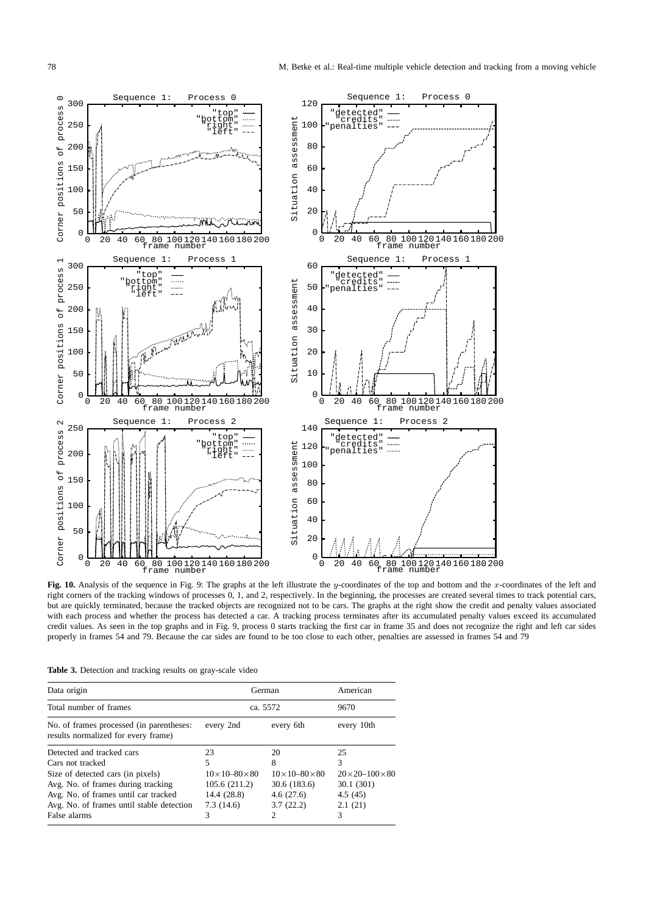**Fig. 10.** Analysis of the sequence in Fig. 9: The graphs at the left illustrate the $y$-coordinates of the top and bottom and the $x$-coordinates of the left and right corners of the tracking windows of processes 0, 1, and 2, respectively. In the beginning, the processes are created several times to track potential cars, but are quickly terminated, because the tracked objects are recognized not to be cars. The graphs at the right show the credit and penalty values associated with each process and whether the process has detected a car. A tracking process terminates after its accumulated penalty values exceed its accumulated credit values. As seen in the top graphs and in Fig. 9, process 0 starts tracking the first car in frame 35 and does not recognize the right and left car sides properly in frames 54 and 79. Because the car sides are found to be too close to each other, penalties are assessed in frames 54 and 79

**Table 3.** Detection and tracking results on gray-scale video

| Data origin | German | | American |
|---|---|---|---|
| Total number of frames | ca. 5572 | | 9670 |
| No. of frames processed (in parentheses: results normalized for every frame) | every 2nd | every 6th | every 10th |
| Detected and tracked cars | 23 | 20 | 25 |
| Cars not tracked | 5 | 8 | 3 |
| Size of detected cars (in pixels) | $10\times10$–$80\times80$ | $10\times10$–$80\times80$ | $20\times20$–$100\times80$ |
| Avg. No. of frames during tracking | 105.6 (211.2) | 30.6 (183.6) | 30.1 (301) |
| Avg. No. of frames until car tracked | 14.4 (28.8) | 4.6 (27.6) | 4.5 (45) |
| Avg. No. of frames until stable detection | 7.3 (14.6) | 3.7 (22.2) | 2.1 (21) |
| False alarms | 3 | 2 | 3 |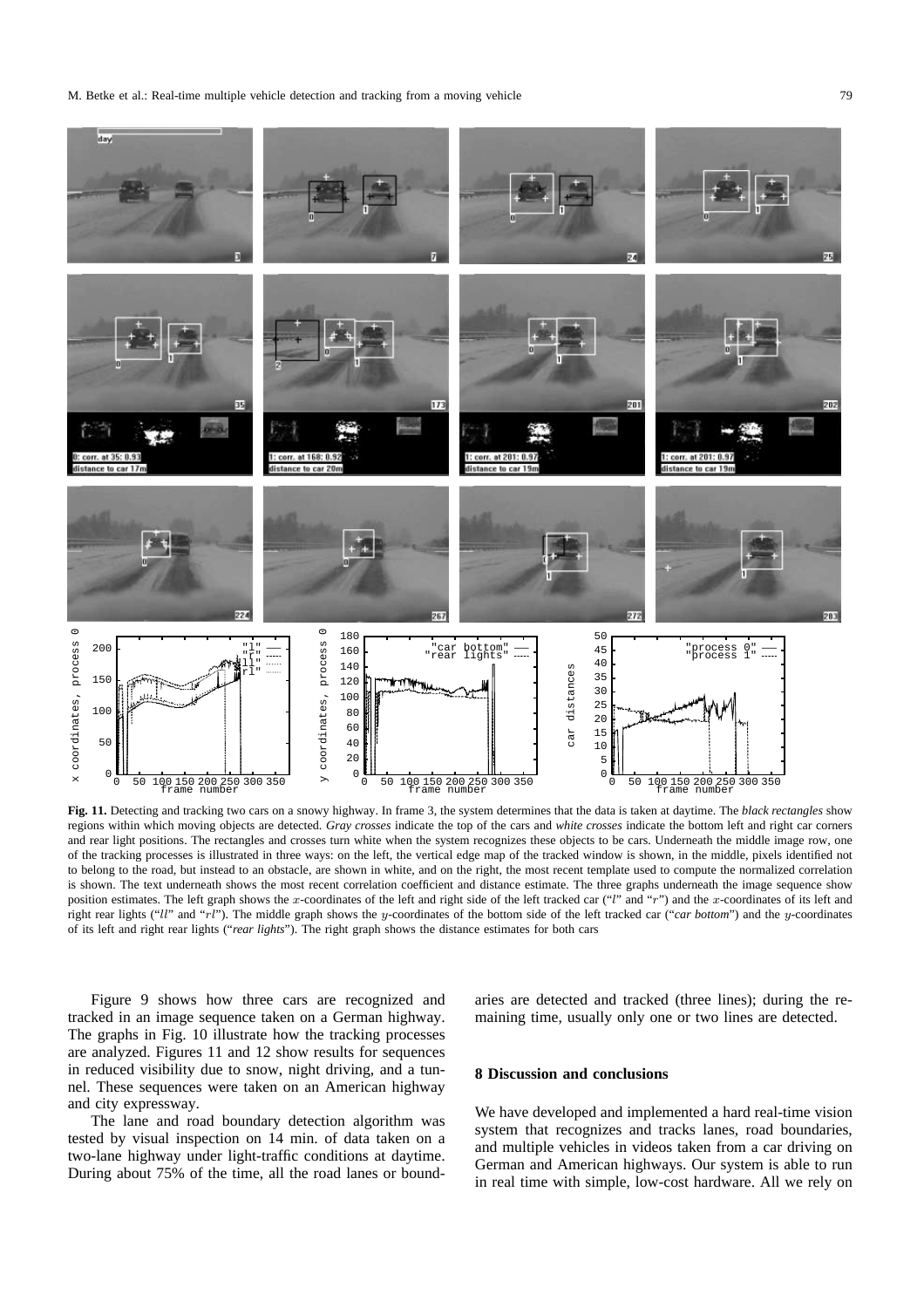**Fig. 11.** Detecting and tracking two cars on a snowy highway. In frame 3, the system determines that the data is taken at daytime. The *black rectangles* show regions within which moving objects are detected. *Gray crosses* indicate the top of the cars and *white crosses* indicate the bottom left and right car corners and rear light positions. The rectangles and crosses turn white when the system recognizes these objects to be cars. Underneath the middle image row, one of the tracking processes is illustrated in three ways: on the left, the vertical edge map of the tracked window is shown, in the middle, pixels identified not to belong to the road, but instead to an obstacle, are shown in white, and on the right, the most recent template used to compute the normalized correlation is shown. The text underneath shows the most recent correlation coefficient and distance estimate. The three graphs underneath the image sequence show position estimates. The left graph shows the $x$-coordinates of the left and right side of the left tracked car ("$l$" and "$r$") and the $x$-coordinates of its left and right rear lights ("$ll$" and "$rl$"). The middle graph shows the $y$-coordinates of the bottom side of the left tracked car ("*car bottom*") and the $y$-coordinates of its left and right rear lights ("*rear lights*"). The right graph shows the distance estimates for both cars

Figure 9 shows how three cars are recognized and tracked in an image sequence taken on a German highway. The graphs in Fig. 10 illustrate how the tracking processes are analyzed. Figures 11 and 12 show results for sequences in reduced visibility due to snow, night driving, and a tunnel. These sequences were taken on an American highway and city expressway.

The lane and road boundary detection algorithm was tested by visual inspection on 14 min. of data taken on a two-lane highway under light-traffic conditions at daytime. During about 75% of the time, all the road lanes or boundaries are detected and tracked (three lines); during the remaining time, usually only one or two lines are detected.

## 8 Discussion and conclusions

We have developed and implemented a hard real-time vision system that recognizes and tracks lanes, road boundaries, and multiple vehicles in videos taken from a car driving on German and American highways. Our system is able to run in real time with simple, low-cost hardware. All we rely on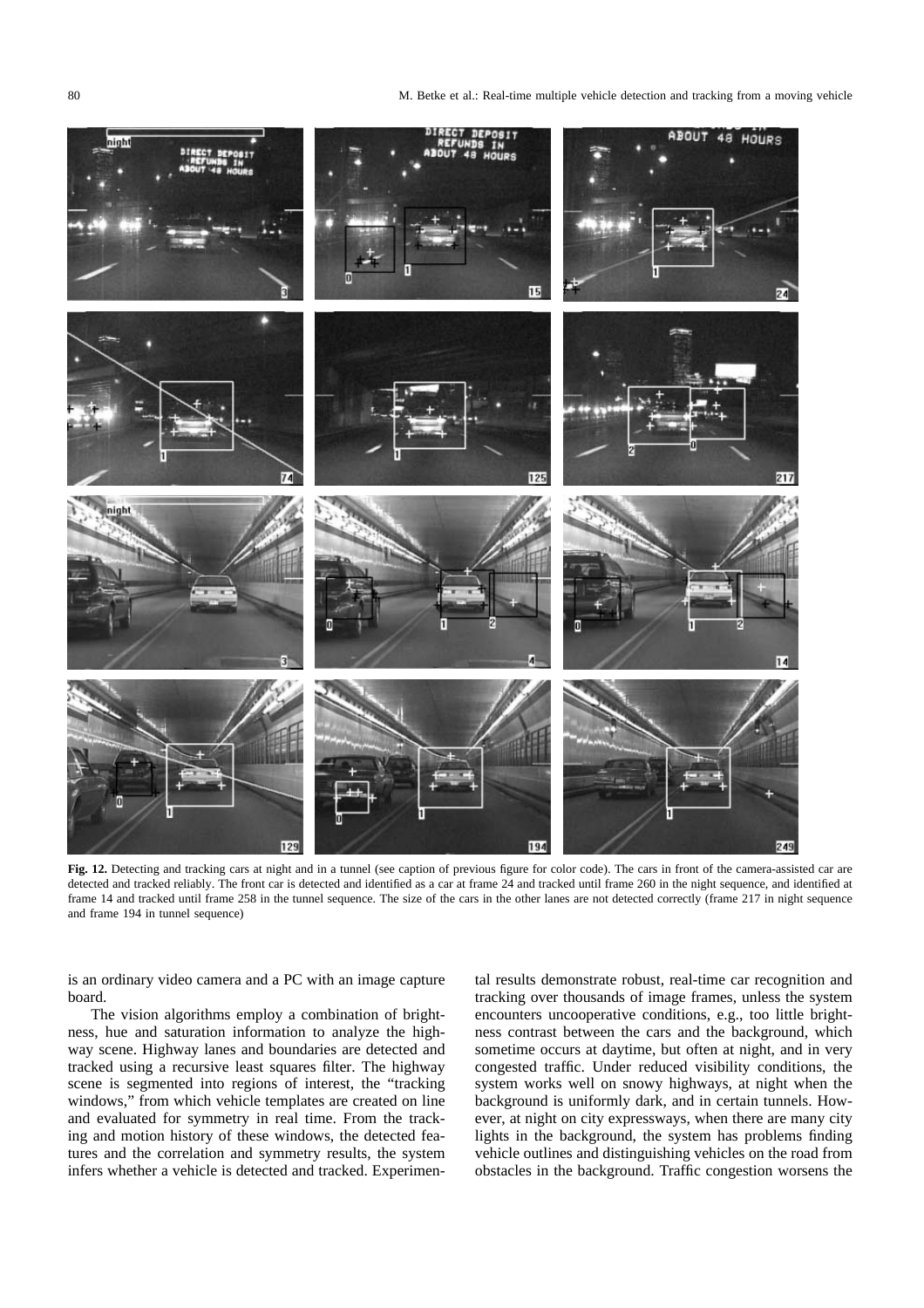**Fig. 12.** Detecting and tracking cars at night and in a tunnel (see caption of previous figure for color code). The cars in front of the camera-assisted car are detected and tracked reliably. The front car is detected and identified as a car at frame 24 and tracked until frame 260 in the night sequence, and identified at frame 14 and tracked until frame 258 in the tunnel sequence. The size of the cars in the other lanes are not detected correctly (frame 217 in night sequence and frame 194 in tunnel sequence)

is an ordinary video camera and a PC with an image capture board.

The vision algorithms employ a combination of brightness, hue and saturation information to analyze the highway scene. Highway lanes and boundaries are detected and tracked using a recursive least squares filter. The highway scene is segmented into regions of interest, the "tracking windows," from which vehicle templates are created on line and evaluated for symmetry in real time. From the tracking and motion history of these windows, the detected features and the correlation and symmetry results, the system infers whether a vehicle is detected and tracked. Experimental results demonstrate robust, real-time car recognition and tracking over thousands of image frames, unless the system encounters uncooperative conditions, e.g., too little brightness contrast between the cars and the background, which sometime occurs at daytime, but often at night, and in very congested traffic. Under reduced visibility conditions, the system works well on snowy highways, at night when the background is uniformly dark, and in certain tunnels. However, at night on city expressways, when there are many city lights in the background, the system has problems finding vehicle outlines and distinguishing vehicles on the road from obstacles in the background. Traffic congestion worsens the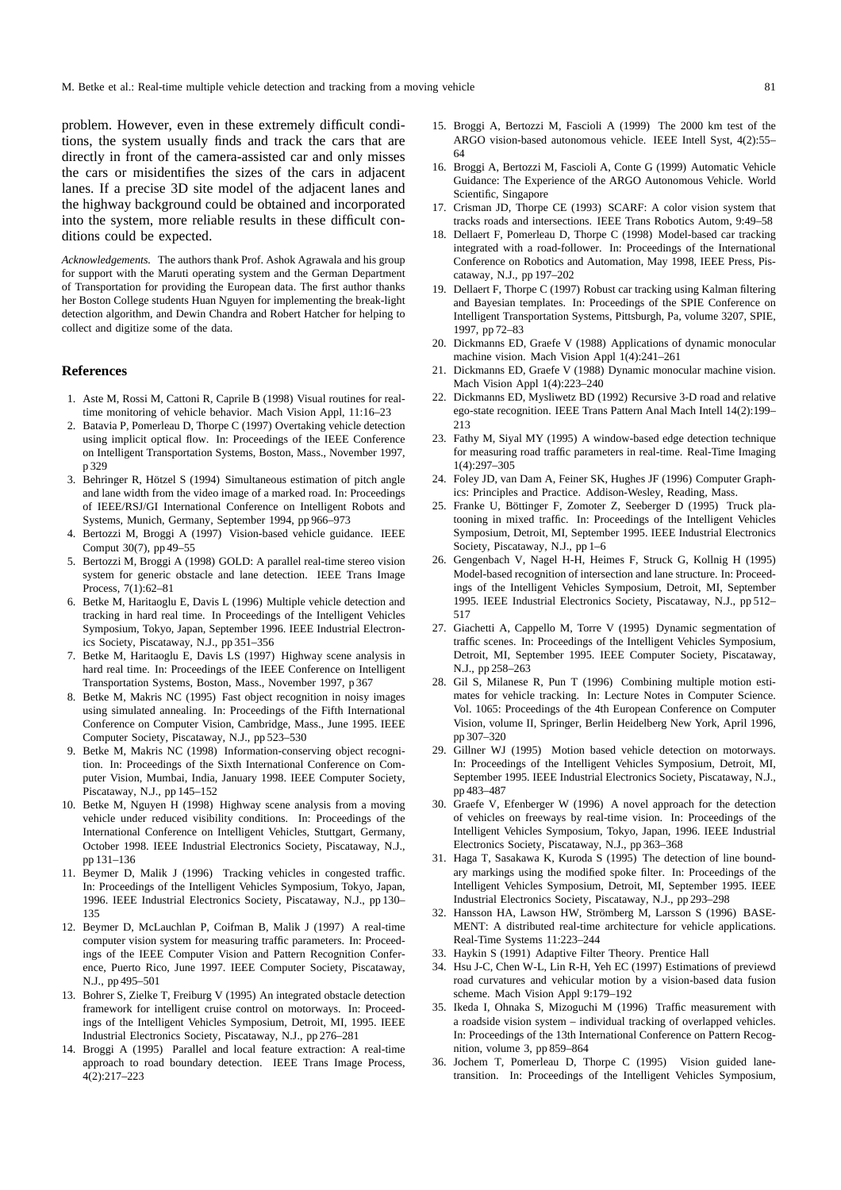problem. However, even in these extremely difficult conditions, the system usually finds and track the cars that are directly in front of the camera-assisted car and only misses the cars or misidentifies the sizes of the cars in adjacent lanes. If a precise 3D site model of the adjacent lanes and the highway background could be obtained and incorporated into the system, more reliable results in these difficult conditions could be expected.

*Acknowledgements.* The authors thank Prof. Ashok Agrawala and his group for support with the Maruti operating system and the German Department of Transportation for providing the European data. The first author thanks her Boston College students Huan Nguyen for implementing the break-light detection algorithm, and Dewin Chandra and Robert Hatcher for helping to collect and digitize some of the data.

## References

1. Aste M, Rossi M, Cattoni R, Caprile B (1998) Visual routines for real-time monitoring of vehicle behavior. Mach Vision Appl, 11:16–23
2. Batavia P, Pomerleau D, Thorpe C (1997) Overtaking vehicle detection using implicit optical flow. In: Proceedings of the IEEE Conference on Intelligent Transportation Systems, Boston, Mass., November 1997, p 329
3. Behringer R, Hötzel S (1994) Simultaneous estimation of pitch angle and lane width from the video image of a marked road. In: Proceedings of IEEE/RSJ/GI International Conference on Intelligent Robots and Systems, Munich, Germany, September 1994, pp 966–973
4. Bertozzi M, Broggi A (1997) Vision-based vehicle guidance. IEEE Comput 30(7), pp 49–55
5. Bertozzi M, Broggi A (1998) GOLD: A parallel real-time stereo vision system for generic obstacle and lane detection. IEEE Trans Image Process, 7(1):62–81
6. Betke M, Haritaoglu E, Davis L (1996) Multiple vehicle detection and tracking in hard real time. In Proceedings of the Intelligent Vehicles Symposium, Tokyo, Japan, September 1996. IEEE Industrial Electronics Society, Piscataway, N.J., pp 351–356
7. Betke M, Haritaoglu E, Davis LS (1997) Highway scene analysis in hard real time. In: Proceedings of the IEEE Conference on Intelligent Transportation Systems, Boston, Mass., November 1997, p 367
8. Betke M, Makris NC (1995) Fast object recognition in noisy images using simulated annealing. In: Proceedings of the Fifth International Conference on Computer Vision, Cambridge, Mass., June 1995. IEEE Computer Society, Piscataway, N.J., pp 523–530
9. Betke M, Makris NC (1998) Information-conserving object recognition. In: Proceedings of the Sixth International Conference on Computer Vision, Mumbai, India, January 1998. IEEE Computer Society, Piscataway, N.J., pp 145–152
10. Betke M, Nguyen H (1998) Highway scene analysis from a moving vehicle under reduced visibility conditions. In: Proceedings of the International Conference on Intelligent Vehicles, Stuttgart, Germany, October 1998. IEEE Industrial Electronics Society, Piscataway, N.J., pp 131–136
11. Beymer D, Malik J (1996) Tracking vehicles in congested traffic. In: Proceedings of the Intelligent Vehicles Symposium, Tokyo, Japan, 1996. IEEE Industrial Electronics Society, Piscataway, N.J., pp 130–135
12. Beymer D, McLauchlan P, Coifman B, Malik J (1997) A real-time computer vision system for measuring traffic parameters. In: Proceedings of the IEEE Computer Vision and Pattern Recognition Conference, Puerto Rico, June 1997. IEEE Computer Society, Piscataway, N.J., pp 495–501
13. Bohrer S, Zielke T, Freiburg V (1995) An integrated obstacle detection framework for intelligent cruise control on motorways. In: Proceedings of the Intelligent Vehicles Symposium, Detroit, MI, 1995. IEEE Industrial Electronics Society, Piscataway, N.J., pp 276–281
14. Broggi A (1995) Parallel and local feature extraction: A real-time approach to road boundary detection. IEEE Trans Image Process, 4(2):217–223
15. Broggi A, Bertozzi M, Fascioli A (1999) The 2000 km test of the ARGO vision-based autonomous vehicle. IEEE Intell Syst, 4(2):55–64
16. Broggi A, Bertozzi M, Fascioli A, Conte G (1999) Automatic Vehicle Guidance: The Experience of the ARGO Autonomous Vehicle. World Scientific, Singapore
17. Crisman JD, Thorpe CE (1993) SCARF: A color vision system that tracks roads and intersections. IEEE Trans Robotics Autom, 9:49–58
18. Dellaert F, Pomerleau D, Thorpe C (1998) Model-based car tracking integrated with a road-follower. In: Proceedings of the International Conference on Robotics and Automation, May 1998, IEEE Press, Piscataway, N.J., pp 197–202
19. Dellaert F, Thorpe C (1997) Robust car tracking using Kalman filtering and Bayesian templates. In: Proceedings of the SPIE Conference on Intelligent Transportation Systems, Pittsburgh, Pa, volume 3207, SPIE, 1997, pp 72–83
20. Dickmanns ED, Graefe V (1988) Applications of dynamic monocular machine vision. Mach Vision Appl 1(4):241–261
21. Dickmanns ED, Graefe V (1988) Dynamic monocular machine vision. Mach Vision Appl 1(4):223–240
22. Dickmanns ED, Mysliwetz BD (1992) Recursive 3-D road and relative ego-state recognition. IEEE Trans Pattern Anal Mach Intell 14(2):199–213
23. Fathy M, Siyal MY (1995) A window-based edge detection technique for measuring road traffic parameters in real-time. Real-Time Imaging 1(4):297–305
24. Foley JD, van Dam A, Feiner SK, Hughes JF (1996) Computer Graphics: Principles and Practice. Addison-Wesley, Reading, Mass.
25. Franke U, Böttinger F, Zomoter Z, Seeberger D (1995) Truck platooning in mixed traffic. In: Proceedings of the Intelligent Vehicles Symposium, Detroit, MI, September 1995. IEEE Industrial Electronics Society, Piscataway, N.J., pp 1–6
26. Gengenbach V, Nagel H-H, Heimes F, Struck G, Kollnig H (1995) Model-based recognition of intersection and lane structure. In: Proceedings of the Intelligent Vehicles Symposium, Detroit, MI, September 1995. IEEE Industrial Electronics Society, Piscataway, N.J., pp 512–517
27. Giachetti A, Cappello M, Torre V (1995) Dynamic segmentation of traffic scenes. In: Proceedings of the Intelligent Vehicles Symposium, Detroit, MI, September 1995. IEEE Computer Society, Piscataway, N.J., pp 258–263
28. Gil S, Milanese R, Pun T (1996) Combining multiple motion estimates for vehicle tracking. In: Lecture Notes in Computer Science. Vol. 1065: Proceedings of the 4th European Conference on Computer Vision, volume II, Springer, Berlin Heidelberg New York, April 1996, pp 307–320
29. Gillner WJ (1995) Motion based vehicle detection on motorways. In: Proceedings of the Intelligent Vehicles Symposium, Detroit, MI, September 1995. IEEE Industrial Electronics Society, Piscataway, N.J., pp 483–487
30. Graefe V, Efenberger W (1996) A novel approach for the detection of vehicles on freeways by real-time vision. In: Proceedings of the Intelligent Vehicles Symposium, Tokyo, Japan, 1996. IEEE Industrial Electronics Society, Piscataway, N.J., pp 363–368
31. Haga T, Sasakawa K, Kuroda S (1995) The detection of line boundary markings using the modified spoke filter. In: Proceedings of the Intelligent Vehicles Symposium, Detroit, MI, September 1995. IEEE Industrial Electronics Society, Piscataway, N.J., pp 293–298
32. Hansson HA, Lawson HW, Strömberg M, Larsson S (1996) BASEMENT: A distributed real-time architecture for vehicle applications. Real-Time Systems 11:223–244
33. Haykin S (1991) Adaptive Filter Theory. Prentice Hall
34. Hsu J-C, Chen W-L, Lin R-H, Yeh EC (1997) Estimations of previewd road curvatures and vehicular motion by a vision-based data fusion scheme. Mach Vision Appl 9:179–192
35. Ikeda I, Ohnaka S, Mizoguchi M (1996) Traffic measurement with a roadside vision system – individual tracking of overlapped vehicles. In: Proceedings of the 13th International Conference on Pattern Recognition, volume 3, pp 859–864
36. Jochem T, Pomerleau D, Thorpe C (1995) Vision guided lane-transition. In: Proceedings of the Intelligent Vehicles Symposium,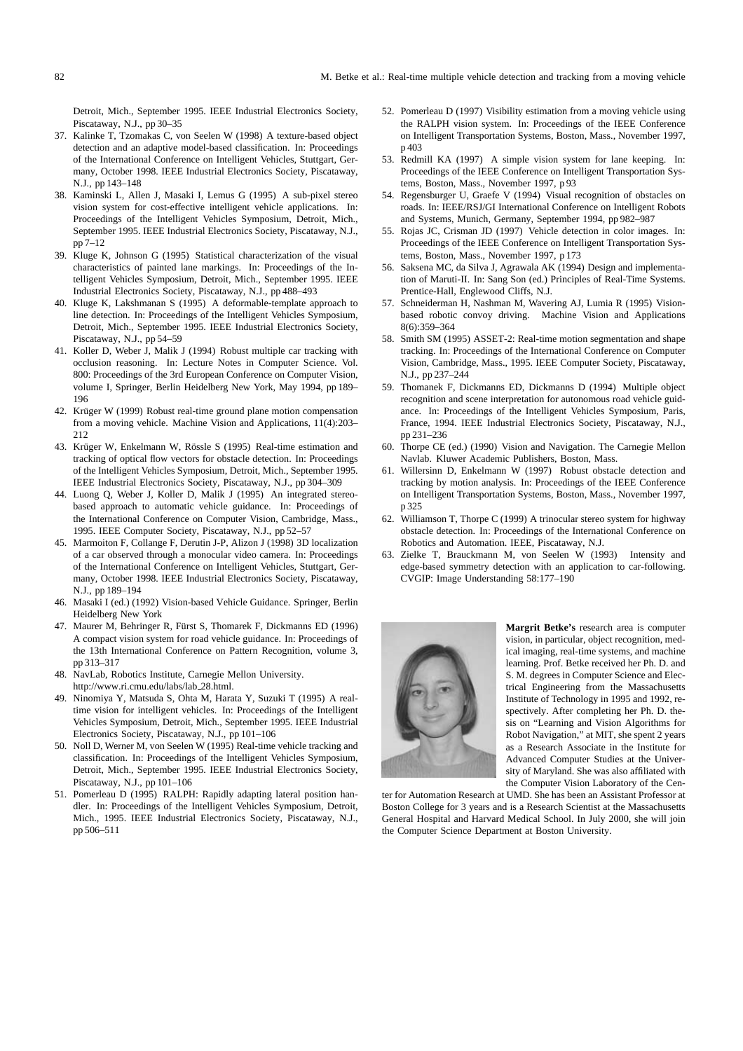Detroit, Mich., September 1995. IEEE Industrial Electronics Society, Piscataway, N.J., pp 30–35

37. Kalinke T, Tzomakas C, von Seelen W (1998) A texture-based object detection and an adaptive model-based classification. In: Proceedings of the International Conference on Intelligent Vehicles, Stuttgart, Germany, October 1998. IEEE Industrial Electronics Society, Piscataway, N.J., pp 143–148
38. Kaminski L, Allen J, Masaki I, Lemus G (1995) A sub-pixel stereo vision system for cost-effective intelligent vehicle applications. In: Proceedings of the Intelligent Vehicles Symposium, Detroit, Mich., September 1995. IEEE Industrial Electronics Society, Piscataway, N.J., pp 7–12
39. Kluge K, Johnson G (1995) Statistical characterization of the visual characteristics of painted lane markings. In: Proceedings of the Intelligent Vehicles Symposium, Detroit, Mich., September 1995. IEEE Industrial Electronics Society, Piscataway, N.J., pp 488–493
40. Kluge K, Lakshmanan S (1995) A deformable-template approach to line detection. In: Proceedings of the Intelligent Vehicles Symposium, Detroit, Mich., September 1995. IEEE Industrial Electronics Society, Piscataway, N.J., pp 54–59
41. Koller D, Weber J, Malik J (1994) Robust multiple car tracking with occlusion reasoning. In: Lecture Notes in Computer Science. Vol. 800: Proceedings of the 3rd European Conference on Computer Vision, volume I, Springer, Berlin Heidelberg New York, May 1994, pp 189–196
42. Krüger W (1999) Robust real-time ground plane motion compensation from a moving vehicle. Machine Vision and Applications, 11(4):203–212
43. Krüger W, Enkelmann W, Rössle S (1995) Real-time estimation and tracking of optical flow vectors for obstacle detection. In: Proceedings of the Intelligent Vehicles Symposium, Detroit, Mich., September 1995. IEEE Industrial Electronics Society, Piscataway, N.J., pp 304–309
44. Luong Q, Weber J, Koller D, Malik J (1995) An integrated stereo-based approach to automatic vehicle guidance. In: Proceedings of the International Conference on Computer Vision, Cambridge, Mass., 1995. IEEE Computer Society, Piscataway, N.J., pp 52–57
45. Marmoiton F, Collange F, Derutin J-P, Alizon J (1998) 3D localization of a car observed through a monocular video camera. In: Proceedings of the International Conference on Intelligent Vehicles, Stuttgart, Germany, October 1998. IEEE Industrial Electronics Society, Piscataway, N.J., pp 189–194
46. Masaki I (ed.) (1992) Vision-based Vehicle Guidance. Springer, Berlin Heidelberg New York
47. Maurer M, Behringer R, Fürst S, Thomarek F, Dickmanns ED (1996) A compact vision system for road vehicle guidance. In: Proceedings of the 13th International Conference on Pattern Recognition, volume 3, pp 313–317
48. NavLab, Robotics Institute, Carnegie Mellon University. http://www.ri.cmu.edu/labs/lab_28.html.
49. Ninomiya Y, Matsuda S, Ohta M, Harata Y, Suzuki T (1995) A real-time vision for intelligent vehicles. In: Proceedings of the Intelligent Vehicles Symposium, Detroit, Mich., September 1995. IEEE Industrial Electronics Society, Piscataway, N.J., pp 101–106
50. Noll D, Werner M, von Seelen W (1995) Real-time vehicle tracking and classification. In: Proceedings of the Intelligent Vehicles Symposium, Detroit, Mich., September 1995. IEEE Industrial Electronics Society, Piscataway, N.J., pp 101–106
51. Pomerleau D (1995) RALPH: Rapidly adapting lateral position handler. In: Proceedings of the Intelligent Vehicles Symposium, Detroit, Mich., 1995. IEEE Industrial Electronics Society, Piscataway, N.J., pp 506–511
52. Pomerleau D (1997) Visibility estimation from a moving vehicle using the RALPH vision system. In: Proceedings of the IEEE Conference on Intelligent Transportation Systems, Boston, Mass., November 1997, p 403
53. Redmill KA (1997) A simple vision system for lane keeping. In: Proceedings of the IEEE Conference on Intelligent Transportation Systems, Boston, Mass., November 1997, p 93
54. Regensburger U, Graefe V (1994) Visual recognition of obstacles on roads. In: IEEE/RSJ/GI International Conference on Intelligent Robots and Systems, Munich, Germany, September 1994, pp 982–987
55. Rojas JC, Crisman JD (1997) Vehicle detection in color images. In: Proceedings of the IEEE Conference on Intelligent Transportation Systems, Boston, Mass., November 1997, p 173
56. Saksena MC, da Silva J, Agrawala AK (1994) Design and implementation of Maruti-II. In: Sang Son (ed.) Principles of Real-Time Systems. Prentice-Hall, Englewood Cliffs, N.J.
57. Schneiderman H, Nashman M, Wavering AJ, Lumia R (1995) Vision-based robotic convoy driving. Machine Vision and Applications 8(6):359–364
58. Smith SM (1995) ASSET-2: Real-time motion segmentation and shape tracking. In: Proceedings of the International Conference on Computer Vision, Cambridge, Mass., 1995. IEEE Computer Society, Piscataway, N.J., pp 237–244
59. Thomanek F, Dickmanns ED, Dickmanns D (1994) Multiple object recognition and scene interpretation for autonomous road vehicle guidance. In: Proceedings of the Intelligent Vehicles Symposium, Paris, France, 1994. IEEE Industrial Electronics Society, Piscataway, N.J., pp 231–236
60. Thorpe CE (ed.) (1990) Vision and Navigation. The Carnegie Mellon Navlab. Kluwer Academic Publishers, Boston, Mass.
61. Willersinn D, Enkelmann W (1997) Robust obstacle detection and tracking by motion analysis. In: Proceedings of the IEEE Conference on Intelligent Transportation Systems, Boston, Mass., November 1997, p 325
62. Williamson T, Thorpe C (1999) A trinocular stereo system for highway obstacle detection. In: Proceedings of the International Conference on Robotics and Automation. IEEE, Piscataway, N.J.
63. Zielke T, Brauckmann M, von Seelen W (1993) Intensity and edge-based symmetry detection with an application to car-following. CVGIP: Image Understanding 58:177–190

**Margrit Betke's** research area is computer vision, in particular, object recognition, medical imaging, real-time systems, and machine learning. Prof. Betke received her Ph. D. and S. M. degrees in Computer Science and Electrical Engineering from the Massachusetts Institute of Technology in 1995 and 1992, respectively. After completing her Ph. D. thesis on "Learning and Vision Algorithms for Robot Navigation," at MIT, she spent 2 years as a Research Associate in the Institute for Advanced Computer Studies at the University of Maryland. She was also affiliated with the Computer Vision Laboratory of the Center for Automation Research at UMD. She has been an Assistant Professor at Boston College for 3 years and is a Research Scientist at the Massachusetts General Hospital and Harvard Medical School. In July 2000, she will join the Computer Science Department at Boston University.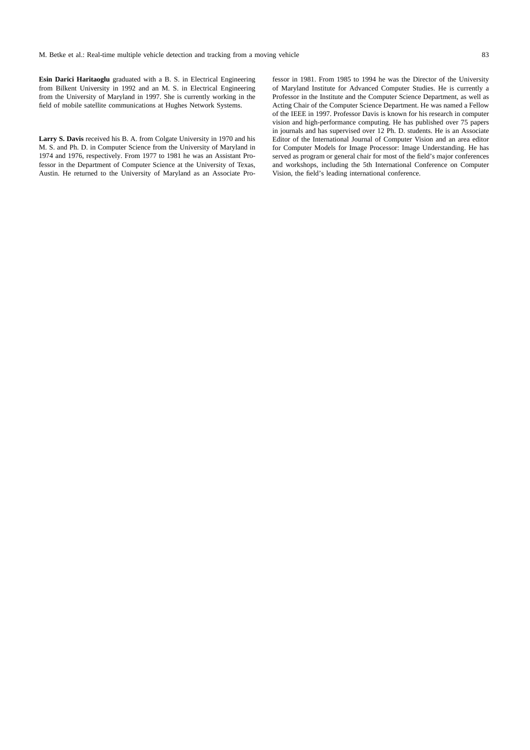**Esin Darici Haritaoglu** graduated with a B. S. in Electrical Engineering from Bilkent University in 1992 and an M. S. in Electrical Engineering from the University of Maryland in 1997. She is currently working in the field of mobile satellite communications at Hughes Network Systems.

**Larry S. Davis** received his B. A. from Colgate University in 1970 and his M. S. and Ph. D. in Computer Science from the University of Maryland in 1974 and 1976, respectively. From 1977 to 1981 he was an Assistant Professor in the Department of Computer Science at the University of Texas, Austin. He returned to the University of Maryland as an Associate Professor in 1981. From 1985 to 1994 he was the Director of the University of Maryland Institute for Advanced Computer Studies. He is currently a Professor in the Institute and the Computer Science Department, as well as Acting Chair of the Computer Science Department. He was named a Fellow of the IEEE in 1997. Professor Davis is known for his research in computer vision and high-performance computing. He has published over 75 papers in journals and has supervised over 12 Ph. D. students. He is an Associate Editor of the International Journal of Computer Vision and an area editor for Computer Models for Image Processor: Image Understanding. He has served as program or general chair for most of the field's major conferences and workshops, including the 5th International Conference on Computer Vision, the field's leading international conference.